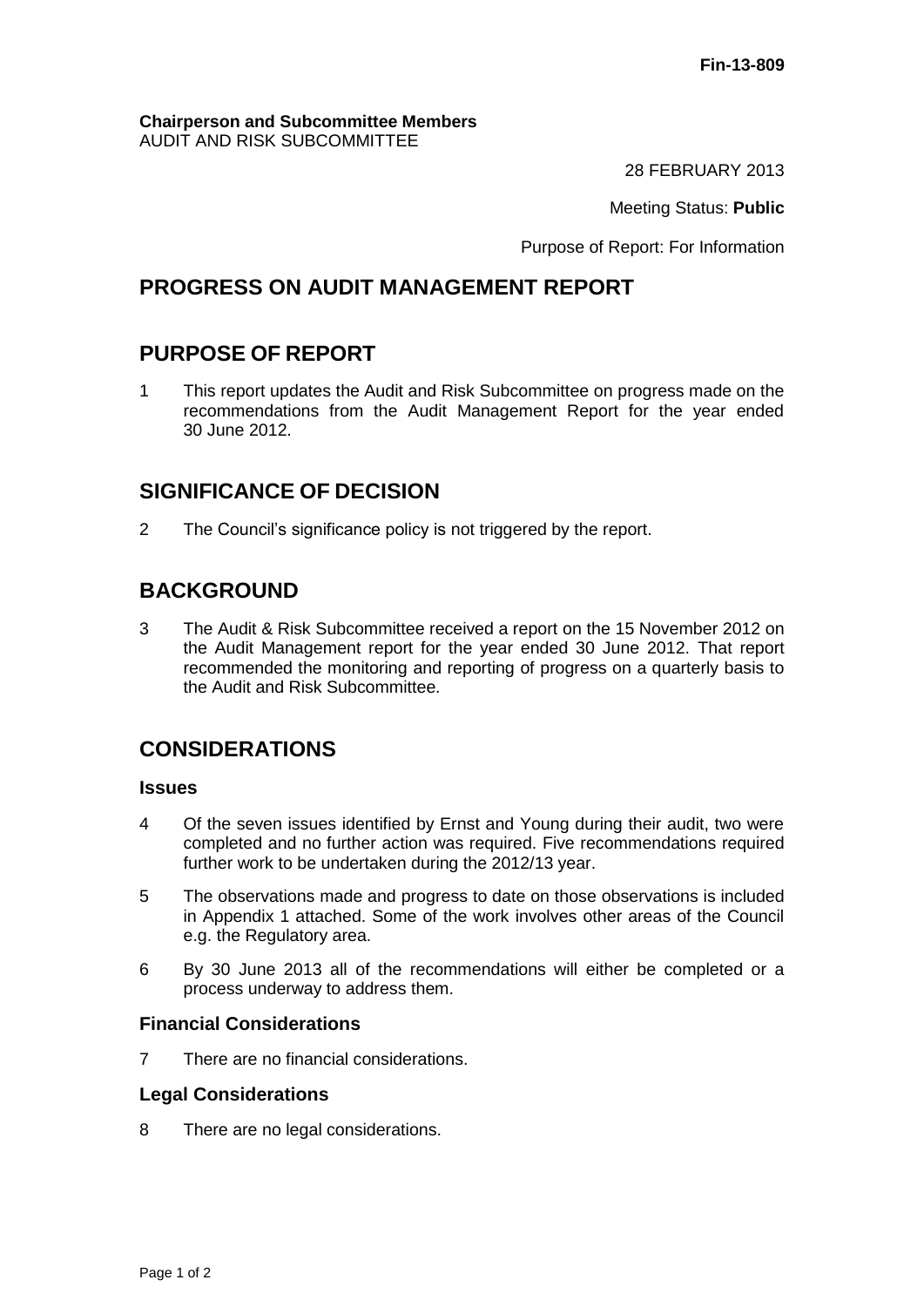**Fin-13-809**

**Chairperson and Subcommittee Members**
AUDIT AND RISK SUBCOMMITTEE

28 FEBRUARY 2013

Meeting Status: **Public**

Purpose of Report: For Information

# PROGRESS ON AUDIT MANAGEMENT REPORT

## PURPOSE OF REPORT

1 This report updates the Audit and Risk Subcommittee on progress made on the recommendations from the Audit Management Report for the year ended 30 June 2012.

## SIGNIFICANCE OF DECISION

2 The Council's significance policy is not triggered by the report.

## BACKGROUND

3 The Audit & Risk Subcommittee received a report on the 15 November 2012 on the Audit Management report for the year ended 30 June 2012. That report recommended the monitoring and reporting of progress on a quarterly basis to the Audit and Risk Subcommittee.

## CONSIDERATIONS

### Issues

4 Of the seven issues identified by Ernst and Young during their audit, two were completed and no further action was required. Five recommendations required further work to be undertaken during the 2012/13 year.

5 The observations made and progress to date on those observations is included in Appendix 1 attached. Some of the work involves other areas of the Council e.g. the Regulatory area.

6 By 30 June 2013 all of the recommendations will either be completed or a process underway to address them.

### Financial Considerations

7 There are no financial considerations.

### Legal Considerations

8 There are no legal considerations.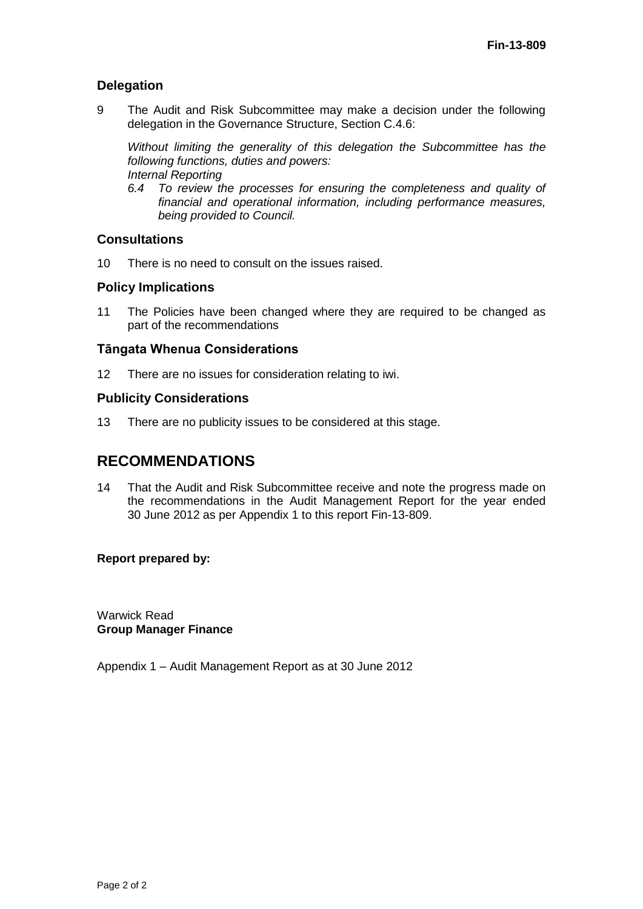## Delegation

9 The Audit and Risk Subcommittee may make a decision under the following delegation in the Governance Structure, Section C.4.6:

*Without limiting the generality of this delegation the Subcommittee has the following functions, duties and powers:*
*Internal Reporting*
*6.4 To review the processes for ensuring the completeness and quality of financial and operational information, including performance measures, being provided to Council.*

## Consultations

10 There is no need to consult on the issues raised.

## Policy Implications

11 The Policies have been changed where they are required to be changed as part of the recommendations

## Tāngata Whenua Considerations

12 There are no issues for consideration relating to iwi.

## Publicity Considerations

13 There are no publicity issues to be considered at this stage.

# RECOMMENDATIONS

14 That the Audit and Risk Subcommittee receive and note the progress made on the recommendations in the Audit Management Report for the year ended 30 June 2012 as per Appendix 1 to this report Fin-13-809.

**Report prepared by:**

Warwick Read
**Group Manager Finance**

Appendix 1 – Audit Management Report as at 30 June 2012